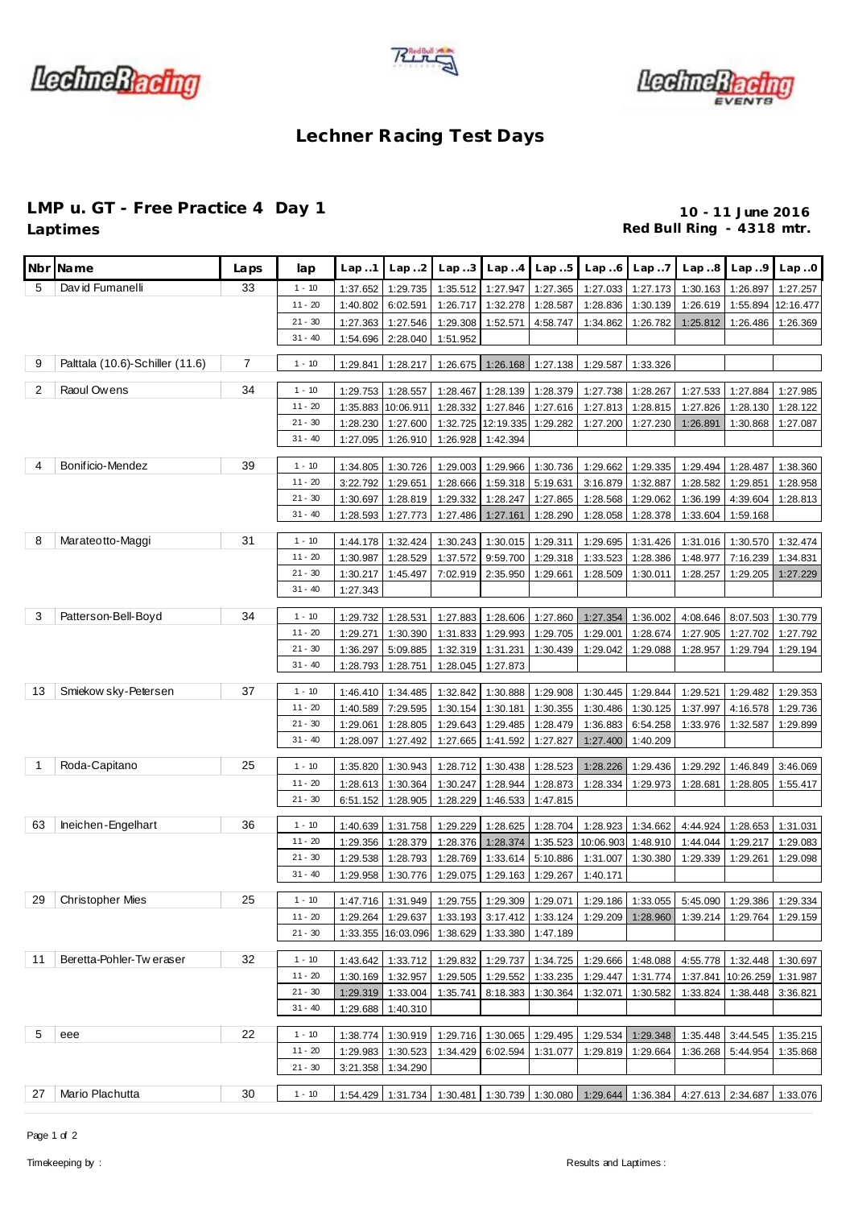# Lechner Racing Test Days

## LMP u. GT - Free Practice 4 Day 1

**Laptimes**

**10 - 11 June 2016**
**Red Bull Ring - 4318 mtr.**

| Nbr | Name | Laps | lap | Lap..1 | Lap..2 | Lap..3 | Lap..4 | Lap..5 | Lap..6 | Lap..7 | Lap..8 | Lap..9 | Lap..0 |
|---|---|---|---|---|---|---|---|---|---|---|---|---|---|
| 5 | David Fumanelli | 33 | 1 - 10 | 1:37.652 | 1:29.735 | 1:35.512 | 1:27.947 | 1:27.365 | 1:27.033 | 1:27.173 | 1:30.163 | 1:26.897 | 1:27.257 |
| | | | 11 - 20 | 1:40.802 | 6:02.591 | 1:26.717 | 1:32.278 | 1:28.587 | 1:28.836 | 1:30.139 | 1:26.619 | 1:55.894 | 12:16.477 |
| | | | 21 - 30 | 1:27.363 | 1:27.546 | 1:29.308 | 1:52.571 | 4:58.747 | 1:34.862 | 1:26.782 | 1:25.812 | 1:26.486 | 1:26.369 |
| | | | 31 - 40 | 1:54.696 | 2:28.040 | 1:51.952 | | | | | | | |
| 9 | Palttala (10.6)-Schiller (11.6) | 7 | 1 - 10 | 1:29.841 | 1:28.217 | 1:26.675 | 1:26.168 | 1:27.138 | 1:29.587 | 1:33.326 | | | |
| 2 | Raoul Owens | 34 | 1 - 10 | 1:29.753 | 1:28.557 | 1:28.467 | 1:28.139 | 1:28.379 | 1:27.738 | 1:28.267 | 1:27.533 | 1:27.884 | 1:27.985 |
| | | | 11 - 20 | 1:35.883 | 10:06.911 | 1:28.332 | 1:27.846 | 1:27.616 | 1:27.813 | 1:28.815 | 1:27.826 | 1:28.130 | 1:28.122 |
| | | | 21 - 30 | 1:28.230 | 1:27.600 | 1:32.725 | 12:19.335 | 1:29.282 | 1:27.200 | 1:27.230 | 1:26.891 | 1:30.868 | 1:27.087 |
| | | | 31 - 40 | 1:27.095 | 1:26.910 | 1:26.928 | 1:42.394 | | | | | | |
| 4 | Bonificio-Mendez | 39 | 1 - 10 | 1:34.805 | 1:30.726 | 1:29.003 | 1:29.966 | 1:30.736 | 1:29.662 | 1:29.335 | 1:29.494 | 1:28.487 | 1:38.360 |
| | | | 11 - 20 | 3:22.792 | 1:29.651 | 1:28.666 | 1:59.318 | 5:19.631 | 3:16.879 | 1:32.887 | 1:28.582 | 1:29.851 | 1:28.958 |
| | | | 21 - 30 | 1:30.697 | 1:28.819 | 1:29.332 | 1:28.247 | 1:27.865 | 1:28.568 | 1:29.062 | 1:36.199 | 4:39.604 | 1:28.813 |
| | | | 31 - 40 | 1:28.593 | 1:27.773 | 1:27.486 | 1:27.161 | 1:28.290 | 1:28.058 | 1:28.378 | 1:33.604 | 1:59.168 | |
| 8 | Marateotto-Maggi | 31 | 1 - 10 | 1:44.178 | 1:32.424 | 1:30.243 | 1:30.015 | 1:29.311 | 1:29.695 | 1:31.426 | 1:31.016 | 1:30.570 | 1:32.474 |
| | | | 11 - 20 | 1:30.987 | 1:28.529 | 1:37.572 | 9:59.700 | 1:29.318 | 1:33.523 | 1:28.386 | 1:48.977 | 7:16.239 | 1:34.831 |
| | | | 21 - 30 | 1:30.217 | 1:45.497 | 7:02.919 | 2:35.950 | 1:29.661 | 1:28.509 | 1:30.011 | 1:28.257 | 1:29.205 | 1:27.229 |
| | | | 31 - 40 | 1:27.343 | | | | | | | | | |
| 3 | Patterson-Bell-Boyd | 34 | 1 - 10 | 1:29.732 | 1:28.531 | 1:27.883 | 1:28.606 | 1:27.860 | 1:27.354 | 1:36.002 | 4:08.646 | 8:07.503 | 1:30.779 |
| | | | 11 - 20 | 1:29.271 | 1:30.390 | 1:31.833 | 1:29.993 | 1:29.705 | 1:29.001 | 1:28.674 | 1:27.905 | 1:27.702 | 1:27.792 |
| | | | 21 - 30 | 1:36.297 | 5:09.885 | 1:32.319 | 1:31.231 | 1:30.439 | 1:29.042 | 1:29.088 | 1:28.957 | 1:29.794 | 1:29.194 |
| | | | 31 - 40 | 1:28.793 | 1:28.751 | 1:28.045 | 1:27.873 | | | | | | |
| 13 | Smiekowsky-Petersen | 37 | 1 - 10 | 1:46.410 | 1:34.485 | 1:32.842 | 1:30.888 | 1:29.908 | 1:30.445 | 1:29.844 | 1:29.521 | 1:29.482 | 1:29.353 |
| | | | 11 - 20 | 1:40.589 | 7:29.595 | 1:30.154 | 1:30.181 | 1:30.355 | 1:30.486 | 1:30.125 | 1:37.997 | 4:16.578 | 1:29.736 |
| | | | 21 - 30 | 1:29.061 | 1:28.805 | 1:29.643 | 1:29.485 | 1:28.479 | 1:36.883 | 6:54.258 | 1:33.976 | 1:32.587 | 1:29.899 |
| | | | 31 - 40 | 1:28.097 | 1:27.492 | 1:27.665 | 1:41.592 | 1:27.827 | 1:27.400 | 1:40.209 | | | |
| 1 | Roda-Capitano | 25 | 1 - 10 | 1:35.820 | 1:30.943 | 1:28.712 | 1:30.438 | 1:28.523 | 1:28.226 | 1:29.436 | 1:29.292 | 1:46.849 | 3:46.069 |
| | | | 11 - 20 | 1:28.613 | 1:30.364 | 1:30.247 | 1:28.944 | 1:28.873 | 1:28.334 | 1:29.973 | 1:28.681 | 1:28.805 | 1:55.417 |
| | | | 21 - 30 | 6:51.152 | 1:28.905 | 1:28.229 | 1:46.533 | 1:47.815 | | | | | |
| 63 | Ineichen-Engelhart | 36 | 1 - 10 | 1:40.639 | 1:31.758 | 1:29.229 | 1:28.625 | 1:28.704 | 1:28.923 | 1:34.662 | 4:44.924 | 1:28.653 | 1:31.031 |
| | | | 11 - 20 | 1:29.356 | 1:28.379 | 1:28.376 | 1:28.374 | 1:35.523 | 10:06.903 | 1:48.910 | 1:44.044 | 1:29.217 | 1:29.083 |
| | | | 21 - 30 | 1:29.538 | 1:28.793 | 1:28.769 | 1:33.614 | 5:10.886 | 1:31.007 | 1:30.380 | 1:29.339 | 1:29.261 | 1:29.098 |
| | | | 31 - 40 | 1:29.958 | 1:30.776 | 1:29.075 | 1:29.163 | 1:29.267 | 1:40.171 | | | | |
| 29 | Christopher Mies | 25 | 1 - 10 | 1:47.716 | 1:31.949 | 1:29.755 | 1:29.309 | 1:29.071 | 1:29.186 | 1:33.055 | 5:45.090 | 1:29.386 | 1:29.334 |
| | | | 11 - 20 | 1:29.264 | 1:29.637 | 1:33.193 | 3:17.412 | 1:33.124 | 1:29.209 | 1:28.960 | 1:39.214 | 1:29.764 | 1:29.159 |
| | | | 21 - 30 | 1:33.355 | 16:03.096 | 1:38.629 | 1:33.380 | 1:47.189 | | | | | |
| 11 | Beretta-Pohler-Tweraser | 32 | 1 - 10 | 1:43.642 | 1:33.712 | 1:29.832 | 1:29.737 | 1:34.725 | 1:29.666 | 1:48.088 | 4:55.778 | 1:32.448 | 1:30.697 |
| | | | 11 - 20 | 1:30.169 | 1:32.957 | 1:29.505 | 1:29.552 | 1:33.235 | 1:29.447 | 1:31.774 | 1:37.841 | 10:26.259 | 1:31.987 |
| | | | 21 - 30 | 1:29.319 | 1:33.004 | 1:35.741 | 8:18.383 | 1:30.364 | 1:32.071 | 1:30.582 | 1:33.824 | 1:38.448 | 3:36.821 |
| | | | 31 - 40 | 1:29.688 | 1:40.310 | | | | | | | | |
| 5 | eee | 22 | 1 - 10 | 1:38.774 | 1:30.919 | 1:29.716 | 1:30.065 | 1:29.495 | 1:29.534 | 1:29.348 | 1:35.448 | 3:44.545 | 1:35.215 |
| | | | 11 - 20 | 1:29.983 | 1:30.523 | 1:34.429 | 6:02.594 | 1:31.077 | 1:29.819 | 1:29.664 | 1:36.268 | 5:44.954 | 1:35.868 |
| | | | 21 - 30 | 3:21.358 | 1:34.290 | | | | | | | | |
| 27 | Mario Plachutta | 30 | 1 - 10 | 1:54.429 | 1:31.734 | 1:30.481 | 1:30.739 | 1:30.080 | 1:29.644 | 1:36.384 | 4:27.613 | 2:34.687 | 1:33.076 |

Timekeeping by :

Results and Laptimes :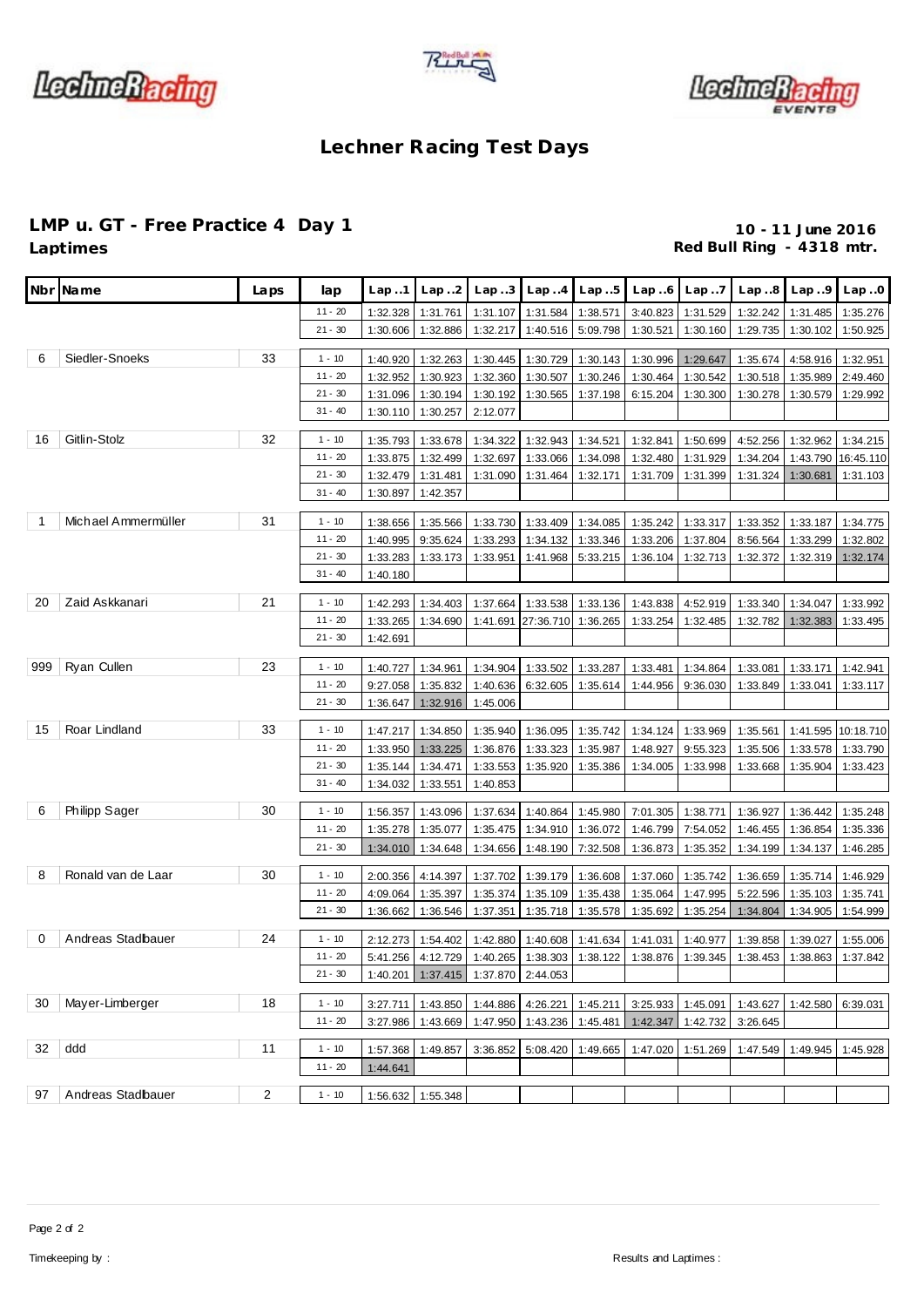# Lechner Racing Test Days

## LMP u. GT - Free Practice 4 Day 1
**Laptimes**

**10 - 11 June 2016**
**Red Bull Ring - 4318 mtr.**

| Nbr | Name | Laps | lap | Lap..1 | Lap..2 | Lap..3 | Lap..4 | Lap..5 | Lap..6 | Lap..7 | Lap..8 | Lap..9 | Lap..0 |
|---|---|---|---|---|---|---|---|---|---|---|---|---|---|
| | | | 11 - 20 | 1:32.328 | 1:31.761 | 1:31.107 | 1:31.584 | 1:38.571 | 3:40.823 | 1:31.529 | 1:32.242 | 1:31.485 | 1:35.276 |
| | | | 21 - 30 | 1:30.606 | 1:32.886 | 1:32.217 | 1:40.516 | 5:09.798 | 1:30.521 | 1:30.160 | 1:29.735 | 1:30.102 | 1:50.925 |
| 6 | Siedler-Snoeks | 33 | 1 - 10 | 1:40.920 | 1:32.263 | 1:30.445 | 1:30.729 | 1:30.143 | 1:30.996 | 1:29.647 | 1:35.674 | 4:58.916 | 1:32.951 |
| | | | 11 - 20 | 1:32.952 | 1:30.923 | 1:32.360 | 1:30.507 | 1:30.246 | 1:30.464 | 1:30.542 | 1:30.518 | 1:35.989 | 2:49.460 |
| | | | 21 - 30 | 1:31.096 | 1:30.194 | 1:30.192 | 1:30.565 | 1:37.198 | 6:15.204 | 1:30.300 | 1:30.278 | 1:30.579 | 1:29.992 |
| | | | 31 - 40 | 1:30.110 | 1:30.257 | 2:12.077 | | | | | | | |
| 16 | Gitlin-Stolz | 32 | 1 - 10 | 1:35.793 | 1:33.678 | 1:34.322 | 1:32.943 | 1:34.521 | 1:32.841 | 1:50.699 | 4:52.256 | 1:32.962 | 1:34.215 |
| | | | 11 - 20 | 1:33.875 | 1:32.499 | 1:32.697 | 1:33.066 | 1:34.098 | 1:32.480 | 1:31.929 | 1:34.204 | 1:43.790 | 16:45.110 |
| | | | 21 - 30 | 1:32.479 | 1:31.481 | 1:31.090 | 1:31.464 | 1:32.171 | 1:31.709 | 1:31.399 | 1:31.324 | 1:30.681 | 1:31.103 |
| | | | 31 - 40 | 1:30.897 | 1:42.357 | | | | | | | | |
| 1 | Michael Ammermüller | 31 | 1 - 10 | 1:38.656 | 1:35.566 | 1:33.730 | 1:33.409 | 1:34.085 | 1:35.242 | 1:33.317 | 1:33.352 | 1:33.187 | 1:34.775 |
| | | | 11 - 20 | 1:40.995 | 9:35.624 | 1:33.293 | 1:34.132 | 1:33.346 | 1:33.206 | 1:37.804 | 8:56.564 | 1:33.299 | 1:32.802 |
| | | | 21 - 30 | 1:33.283 | 1:33.173 | 1:33.951 | 1:41.968 | 5:33.215 | 1:36.104 | 1:32.713 | 1:32.372 | 1:32.319 | 1:32.174 |
| | | | 31 - 40 | 1:40.180 | | | | | | | | | |
| 20 | Zaid Askkanari | 21 | 1 - 10 | 1:42.293 | 1:34.403 | 1:37.664 | 1:33.538 | 1:33.136 | 1:43.838 | 4:52.919 | 1:33.340 | 1:34.047 | 1:33.992 |
| | | | 11 - 20 | 1:33.265 | 1:34.690 | 1:41.691 | 27:36.710 | 1:36.265 | 1:33.254 | 1:32.485 | 1:32.782 | 1:32.383 | 1:33.495 |
| | | | 21 - 30 | 1:42.691 | | | | | | | | | |
| 999 | Ryan Cullen | 23 | 1 - 10 | 1:40.727 | 1:34.961 | 1:34.904 | 1:33.502 | 1:33.287 | 1:33.481 | 1:34.864 | 1:33.081 | 1:33.171 | 1:42.941 |
| | | | 11 - 20 | 9:27.058 | 1:35.832 | 1:40.636 | 6:32.605 | 1:35.614 | 1:44.956 | 9:36.030 | 1:33.849 | 1:33.041 | 1:33.117 |
| | | | 21 - 30 | 1:36.647 | 1:32.916 | 1:45.006 | | | | | | | |
| 15 | Roar Lindland | 33 | 1 - 10 | 1:47.217 | 1:34.850 | 1:35.940 | 1:36.095 | 1:35.742 | 1:34.124 | 1:33.969 | 1:35.561 | 1:41.595 | 10:18.710 |
| | | | 11 - 20 | 1:33.950 | 1:33.225 | 1:36.876 | 1:33.323 | 1:35.987 | 1:48.927 | 9:55.323 | 1:35.506 | 1:33.578 | 1:33.790 |
| | | | 21 - 30 | 1:35.144 | 1:34.471 | 1:33.553 | 1:35.920 | 1:35.386 | 1:34.005 | 1:33.998 | 1:33.668 | 1:35.904 | 1:33.423 |
| | | | 31 - 40 | 1:34.032 | 1:33.551 | 1:40.853 | | | | | | | |
| 6 | Philipp Sager | 30 | 1 - 10 | 1:56.357 | 1:43.096 | 1:37.634 | 1:40.864 | 1:45.980 | 7:01.305 | 1:38.771 | 1:36.927 | 1:36.442 | 1:35.248 |
| | | | 11 - 20 | 1:35.278 | 1:35.077 | 1:35.475 | 1:34.910 | 1:36.072 | 1:46.799 | 7:54.052 | 1:46.455 | 1:36.854 | 1:35.336 |
| | | | 21 - 30 | 1:34.010 | 1:34.648 | 1:34.656 | 1:48.190 | 7:32.508 | 1:36.873 | 1:35.352 | 1:34.199 | 1:34.137 | 1:46.285 |
| 8 | Ronald van de Laar | 30 | 1 - 10 | 2:00.356 | 4:14.397 | 1:37.702 | 1:39.179 | 1:36.608 | 1:37.060 | 1:35.742 | 1:36.659 | 1:35.714 | 1:46.929 |
| | | | 11 - 20 | 4:09.064 | 1:35.397 | 1:35.374 | 1:35.109 | 1:35.438 | 1:35.064 | 1:47.995 | 5:22.596 | 1:35.103 | 1:35.741 |
| | | | 21 - 30 | 1:36.662 | 1:36.546 | 1:37.351 | 1:35.718 | 1:35.578 | 1:35.692 | 1:35.254 | 1:34.804 | 1:34.905 | 1:54.999 |
| 0 | Andreas Stadlbauer | 24 | 1 - 10 | 2:12.273 | 1:54.402 | 1:42.880 | 1:40.608 | 1:41.634 | 1:41.031 | 1:40.977 | 1:39.858 | 1:39.027 | 1:55.006 |
| | | | 11 - 20 | 5:41.256 | 4:12.729 | 1:40.265 | 1:38.303 | 1:38.122 | 1:38.876 | 1:39.345 | 1:38.453 | 1:38.863 | 1:37.842 |
| | | | 21 - 30 | 1:40.201 | 1:37.415 | 1:37.870 | 2:44.053 | | | | | | |
| 30 | Mayer-Limberger | 18 | 1 - 10 | 3:27.711 | 1:43.850 | 1:44.886 | 4:26.221 | 1:45.211 | 3:25.933 | 1:45.091 | 1:43.627 | 1:42.580 | 6:39.031 |
| | | | 11 - 20 | 3:27.986 | 1:43.669 | 1:47.950 | 1:43.236 | 1:45.481 | 1:42.347 | 1:42.732 | 3:26.645 | | |
| 32 | ddd | 11 | 1 - 10 | 1:57.368 | 1:49.857 | 3:36.852 | 5:08.420 | 1:49.665 | 1:47.020 | 1:51.269 | 1:47.549 | 1:49.945 | 1:45.928 |
| | | | 11 - 20 | 1:44.641 | | | | | | | | | |
| 97 | Andreas Stadlbauer | 2 | 1 - 10 | 1:56.632 | 1:55.348 | | | | | | | | |

Timekeeping by :

Results and Laptimes :